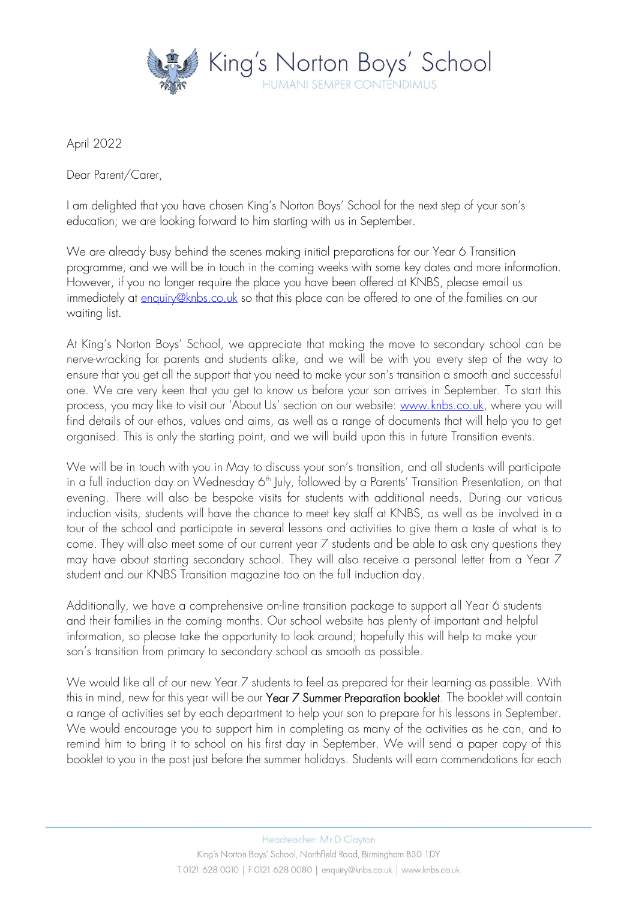# King's Norton Boys' School

HUMANI SEMPER CONTENDIMUS

April 2022

Dear Parent/Carer,

I am delighted that you have chosen King's Norton Boys' School for the next step of your son's education; we are looking forward to him starting with us in September.

We are already busy behind the scenes making initial preparations for our Year 6 Transition programme, and we will be in touch in the coming weeks with some key dates and more information. However, if you no longer require the place you have been offered at KNBS, please email us immediately at enquiry@knbs.co.uk so that this place can be offered to one of the families on our waiting list.

At King's Norton Boys' School, we appreciate that making the move to secondary school can be nerve-wracking for parents and students alike, and we will be with you every step of the way to ensure that you get all the support that you need to make your son's transition a smooth and successful one. We are very keen that you get to know us before your son arrives in September. To start this process, you may like to visit our 'About Us' section on our website: www.knbs.co.uk, where you will find details of our ethos, values and aims, as well as a range of documents that will help you to get organised. This is only the starting point, and we will build upon this in future Transition events.

We will be in touch with you in May to discuss your son's transition, and all students will participate in a full induction day on Wednesday 6th July, followed by a Parents' Transition Presentation, on that evening. There will also be bespoke visits for students with additional needs. During our various induction visits, students will have the chance to meet key staff at KNBS, as well as be involved in a tour of the school and participate in several lessons and activities to give them a taste of what is to come. They will also meet some of our current year 7 students and be able to ask any questions they may have about starting secondary school. They will also receive a personal letter from a Year 7 student and our KNBS Transition magazine too on the full induction day.

Additionally, we have a comprehensive on-line transition package to support all Year 6 students and their families in the coming months. Our school website has plenty of important and helpful information, so please take the opportunity to look around; hopefully this will help to make your son's transition from primary to secondary school as smooth as possible.

We would like all of our new Year 7 students to feel as prepared for their learning as possible. With this in mind, new for this year will be our **Year 7 Summer Preparation booklet**. The booklet will contain a range of activities set by each department to help your son to prepare for his lessons in September. We would encourage you to support him in completing as many of the activities as he can, and to remind him to bring it to school on his first day in September. We will send a paper copy of this booklet to you in the post just before the summer holidays. Students will earn commendations for each

Headteacher: Mr D Clayton

King's Norton Boys' School, Northfield Road, Birmingham B30 1DY

T 0121 628 0010 | F 0121 628 0080 | enquiry@knbs.co.uk | www.knbs.co.uk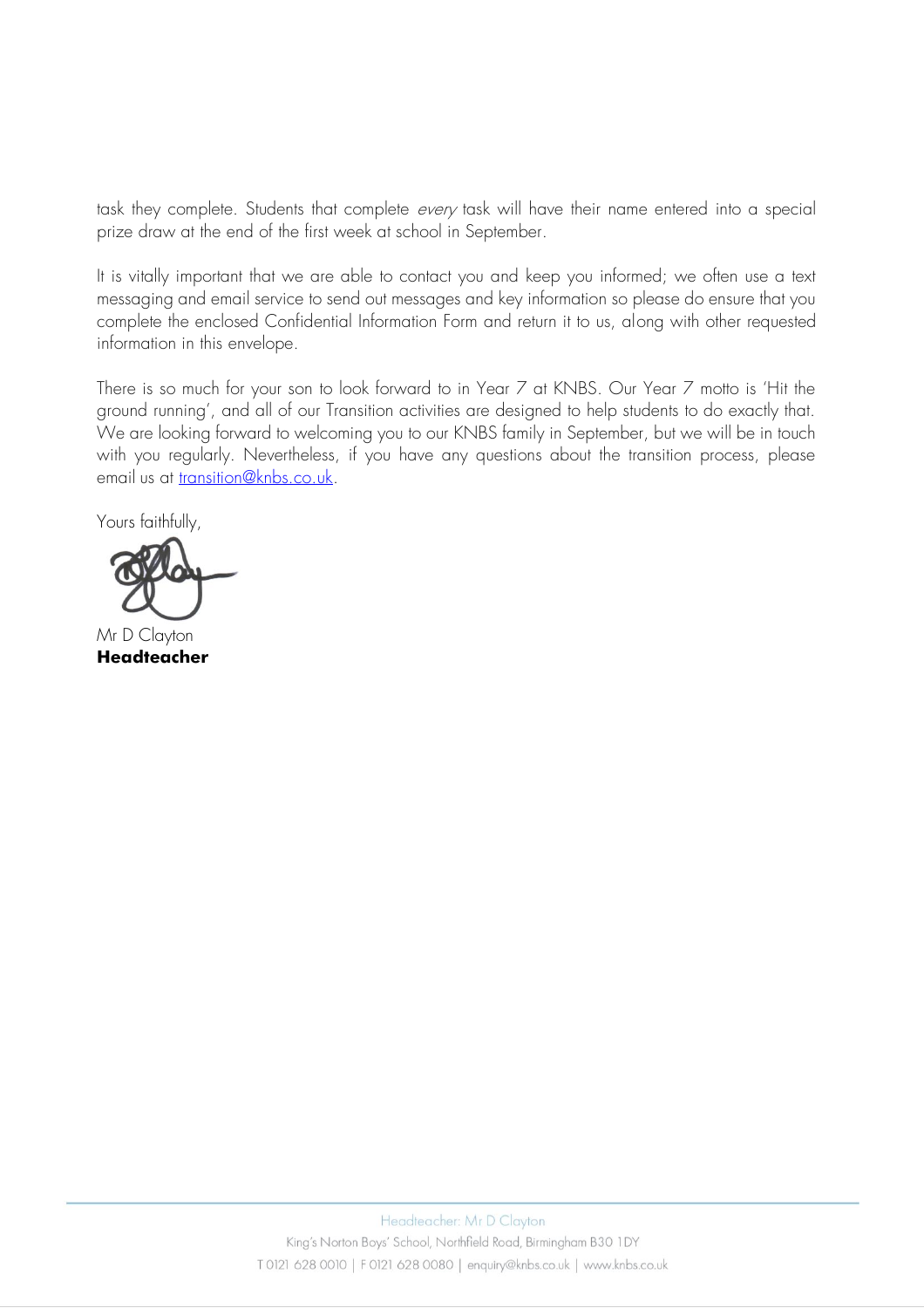task they complete. Students that complete *every* task will have their name entered into a special prize draw at the end of the first week at school in September.

It is vitally important that we are able to contact you and keep you informed; we often use a text messaging and email service to send out messages and key information so please do ensure that you complete the enclosed Confidential Information Form and return it to us, along with other requested information in this envelope.

There is so much for your son to look forward to in Year 7 at KNBS. Our Year 7 motto is 'Hit the ground running', and all of our Transition activities are designed to help students to do exactly that. We are looking forward to welcoming you to our KNBS family in September, but we will be in touch with you regularly. Nevertheless, if you have any questions about the transition process, please email us at [transition@knbs.co.uk](mailto:transition@knbs.co.uk).

Yours faithfully,

Mr D Clayton
**Headteacher**